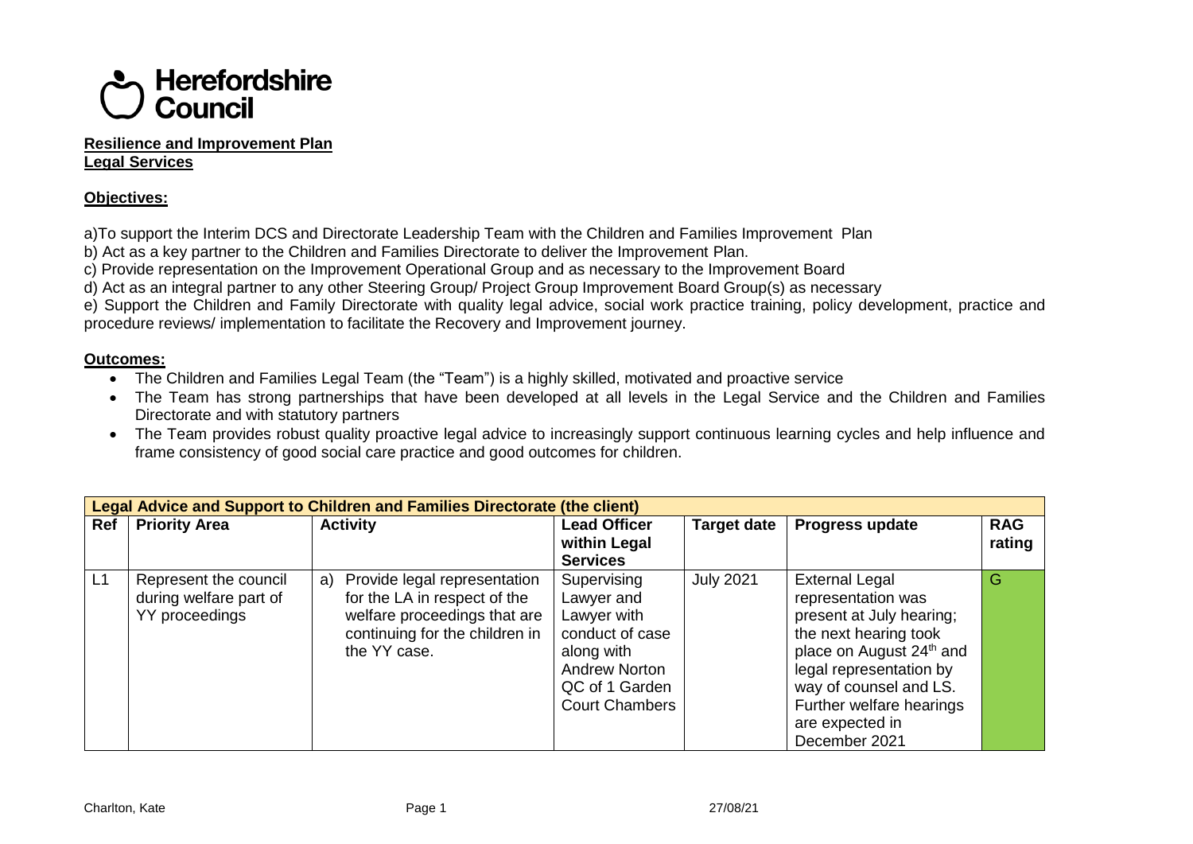# Herefordshire Council

**Resilience and Improvement Plan**
**Legal Services**

**Objectives:**

a)To support the Interim DCS and Directorate Leadership Team with the Children and Families Improvement Plan

b) Act as a key partner to the Children and Families Directorate to deliver the Improvement Plan.

c) Provide representation on the Improvement Operational Group and as necessary to the Improvement Board

d) Act as an integral partner to any other Steering Group/ Project Group Improvement Board Group(s) as necessary

e) Support the Children and Family Directorate with quality legal advice, social work practice training, policy development, practice and procedure reviews/ implementation to facilitate the Recovery and Improvement journey.

**Outcomes:**

- The Children and Families Legal Team (the "Team") is a highly skilled, motivated and proactive service
- The Team has strong partnerships that have been developed at all levels in the Legal Service and the Children and Families Directorate and with statutory partners
- The Team provides robust quality proactive legal advice to increasingly support continuous learning cycles and help influence and frame consistency of good social care practice and good outcomes for children.

| **Legal Advice and Support to Children and Families Directorate (the client)** | | | | | | |
|---|---|---|---|---|---|---|
| **Ref** | **Priority Area** | **Activity** | **Lead Officer within Legal Services** | **Target date** | **Progress update** | **RAG rating** |
| L1 | Represent the council during welfare part of YY proceedings | a) Provide legal representation for the LA in respect of the welfare proceedings that are continuing for the children in the YY case. | Supervising Lawyer and Lawyer with conduct of case along with Andrew Norton QC of 1 Garden Court Chambers | July 2021 | External Legal representation was present at July hearing; the next hearing took place on August 24th and legal representation by way of counsel and LS. Further welfare hearings are expected in December 2021 | G |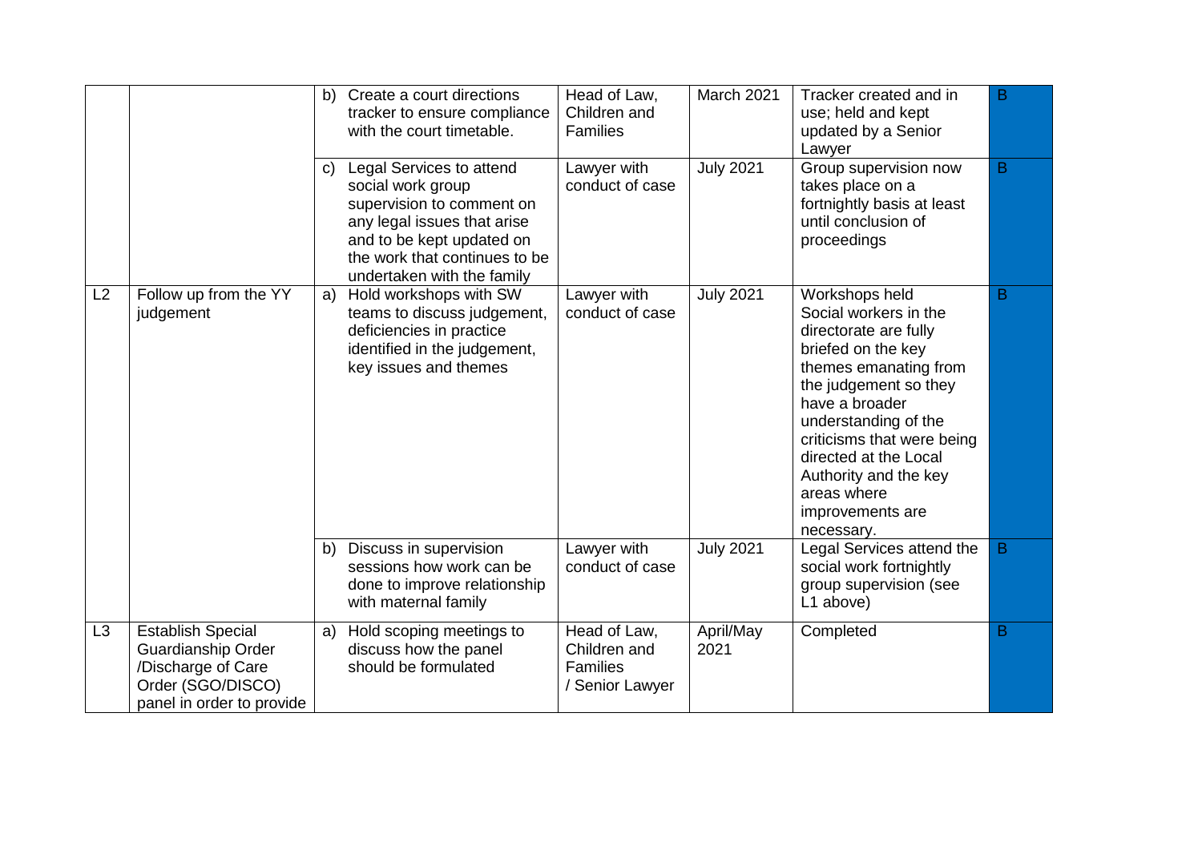| | | | | | | |
|---|---|---|---|---|---|---|
| | | b) Create a court directions tracker to ensure compliance with the court timetable. | Head of Law, Children and Families | March 2021 | Tracker created and in use; held and kept updated by a Senior Lawyer | B |
| | | c) Legal Services to attend social work group supervision to comment on any legal issues that arise and to be kept updated on the work that continues to be undertaken with the family | Lawyer with conduct of case | July 2021 | Group supervision now takes place on a fortnightly basis at least until conclusion of proceedings | B |
| L2 | Follow up from the YY judgement | a) Hold workshops with SW teams to discuss judgement, deficiencies in practice identified in the judgement, key issues and themes | Lawyer with conduct of case | July 2021 | Workshops held Social workers in the directorate are fully briefed on the key themes emanating from the judgement so they have a broader understanding of the criticisms that were being directed at the Local Authority and the key areas where improvements are necessary. | B |
| | | b) Discuss in supervision sessions how work can be done to improve relationship with maternal family | Lawyer with conduct of case | July 2021 | Legal Services attend the social work fortnightly group supervision (see L1 above) | B |
| L3 | Establish Special Guardianship Order /Discharge of Care Order (SGO/DISCO) panel in order to provide | a) Hold scoping meetings to discuss how the panel should be formulated | Head of Law, Children and Families / Senior Lawyer | April/May 2021 | Completed | B |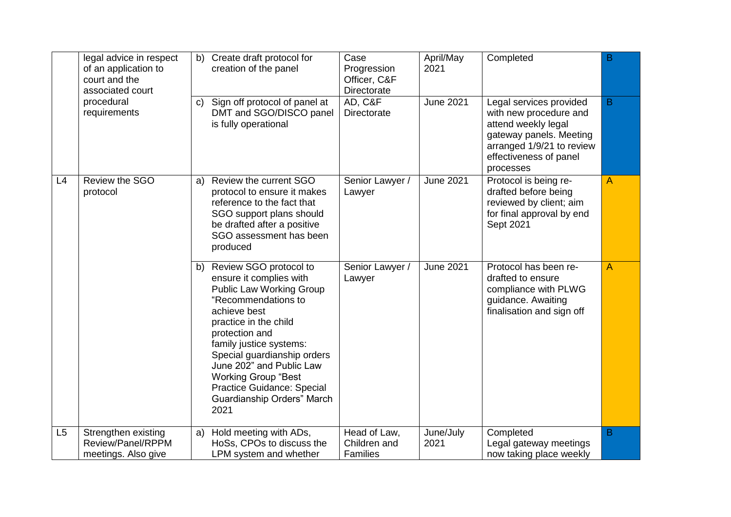| | | | | | | |
|---|---|---|---|---|---|---|
| | legal advice in respect of an application to court and the associated court procedural requirements | b) Create draft protocol for creation of the panel | Case Progression Officer, C&F Directorate | April/May 2021 | Completed | B |
| | | c) Sign off protocol of panel at DMT and SGO/DISCO panel is fully operational | AD, C&F Directorate | June 2021 | Legal services provided with new procedure and attend weekly legal gateway panels. Meeting arranged 1/9/21 to review effectiveness of panel processes | B |
| L4 | Review the SGO protocol | a) Review the current SGO protocol to ensure it makes reference to the fact that SGO support plans should be drafted after a positive SGO assessment has been produced | Senior Lawyer / Lawyer | June 2021 | Protocol is being re-drafted before being reviewed by client; aim for final approval by end Sept 2021 | A |
| | | b) Review SGO protocol to ensure it complies with Public Law Working Group "Recommendations to achieve best practice in the child protection and family justice systems: Special guardianship orders June 202" and Public Law Working Group "Best Practice Guidance: Special Guardianship Orders" March 2021 | Senior Lawyer / Lawyer | June 2021 | Protocol has been re-drafted to ensure compliance with PLWG guidance. Awaiting finalisation and sign off | A |
| L5 | Strengthen existing Review/Panel/RPPM meetings. Also give | a) Hold meeting with ADs, HoSs, CPOs to discuss the LPM system and whether | Head of Law, Children and Families | June/July 2021 | Completed<br>Legal gateway meetings now taking place weekly | B |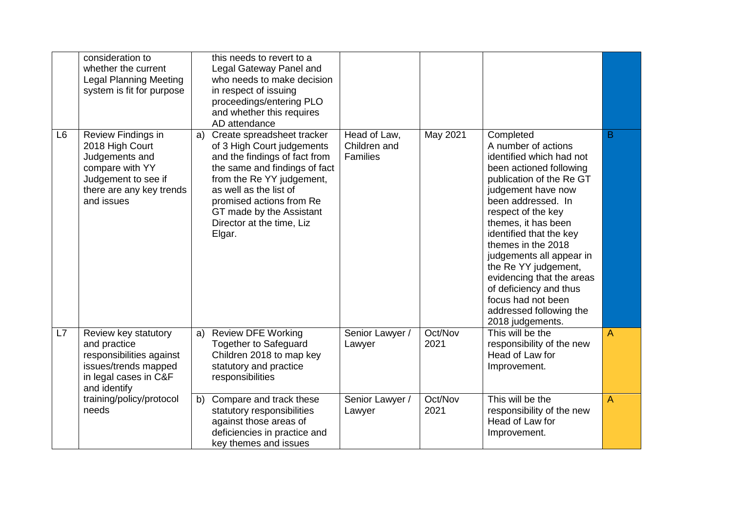| | | | | | | |
|---|---|---|---|---|---|---|
| | consideration to whether the current Legal Planning Meeting system is fit for purpose | this needs to revert to a Legal Gateway Panel and who needs to make decision in respect of issuing proceedings/entering PLO and whether this requires AD attendance | | | | |
| L6 | Review Findings in 2018 High Court Judgements and compare with YY Judgement to see if there are any key trends and issues | a) Create spreadsheet tracker of 3 High Court judgements and the findings of fact from the same and findings of fact from the Re YY judgement, as well as the list of promised actions from Re GT made by the Assistant Director at the time, Liz Elgar. | Head of Law, Children and Families | May 2021 | Completed A number of actions identified which had not been actioned following publication of the Re GT judgement have now been addressed. In respect of the key themes, it has been identified that the key themes in the 2018 judgements all appear in the Re YY judgement, evidencing that the areas of deficiency and thus focus had not been addressed following the 2018 judgements. | B |
| L7 | Review key statutory and practice responsibilities against issues/trends mapped in legal cases in C&F and identify training/policy/protocol needs | a) Review DFE Working Together to Safeguard Children 2018 to map key statutory and practice responsibilities | Senior Lawyer / Lawyer | Oct/Nov 2021 | This will be the responsibility of the new Head of Law for Improvement. | A |
| | | b) Compare and track these statutory responsibilities against those areas of deficiencies in practice and key themes and issues | Senior Lawyer / Lawyer | Oct/Nov 2021 | This will be the responsibility of the new Head of Law for Improvement. | A |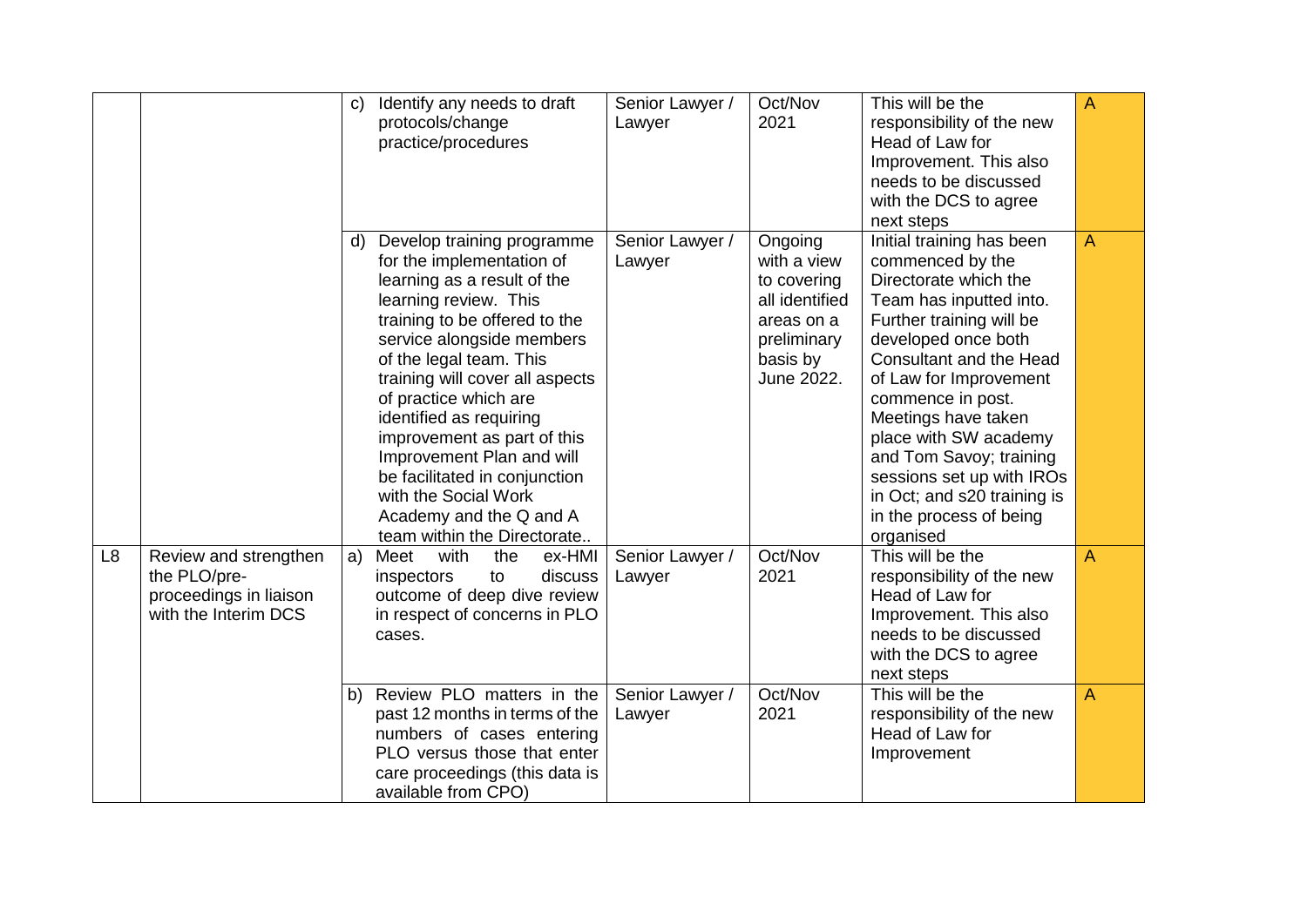| | | | | | | |
|---|---|---|---|---|---|---|
| | | c) Identify any needs to draft protocols/change practice/procedures | Senior Lawyer / Lawyer | Oct/Nov 2021 | This will be the responsibility of the new Head of Law for Improvement. This also needs to be discussed with the DCS to agree next steps | A |
| | | d) Develop training programme for the implementation of learning as a result of the learning review. This training to be offered to the service alongside members of the legal team. This training will cover all aspects of practice which are identified as requiring improvement as part of this Improvement Plan and will be facilitated in conjunction with the Social Work Academy and the Q and A team within the Directorate.. | Senior Lawyer / Lawyer | Ongoing with a view to covering all identified areas on a preliminary basis by June 2022. | Initial training has been commenced by the Directorate which the Team has inputted into. Further training will be developed once both Consultant and the Head of Law for Improvement commence in post. Meetings have taken place with SW academy and Tom Savoy; training sessions set up with IROs in Oct; and s20 training is in the process of being organised | A |
| L8 | Review and strengthen the PLO/pre-proceedings in liaison with the Interim DCS | a) Meet with the ex-HMI inspectors to discuss outcome of deep dive review in respect of concerns in PLO cases. | Senior Lawyer / Lawyer | Oct/Nov 2021 | This will be the responsibility of the new Head of Law for Improvement. This also needs to be discussed with the DCS to agree next steps | A |
| | | b) Review PLO matters in the past 12 months in terms of the numbers of cases entering PLO versus those that enter care proceedings (this data is available from CPO) | Senior Lawyer / Lawyer | Oct/Nov 2021 | This will be the responsibility of the new Head of Law for Improvement | A |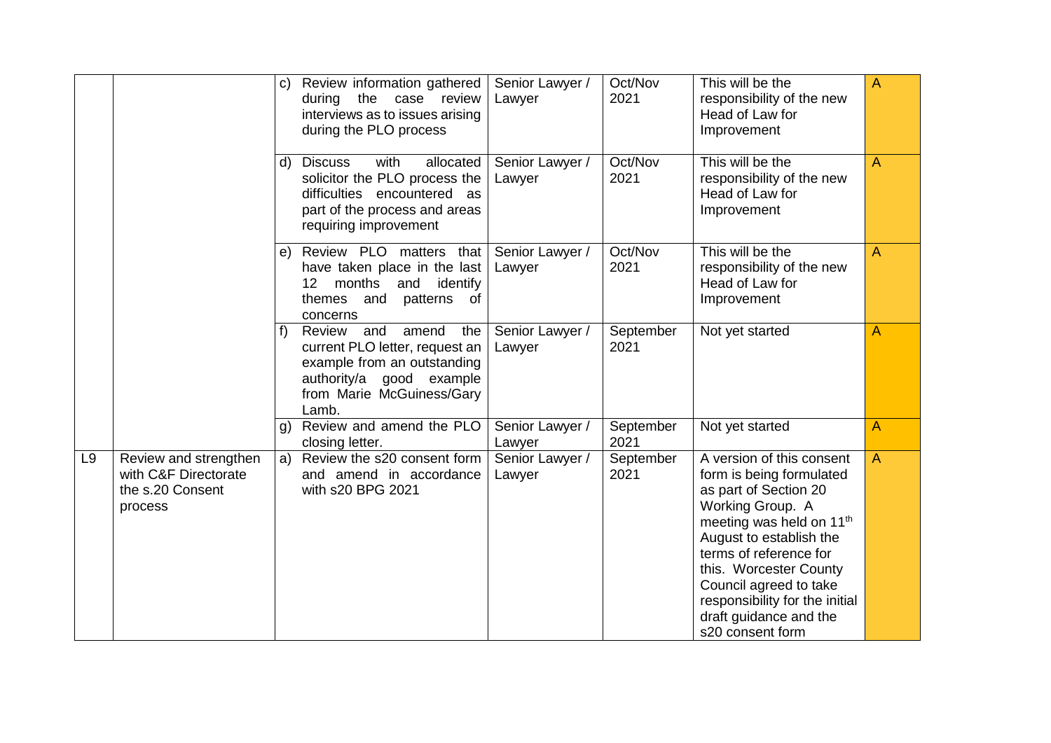| | | | | | | |
|---|---|---|---|---|---|---|
| | | c) Review information gathered during the case review interviews as to issues arising during the PLO process | Senior Lawyer / Lawyer | Oct/Nov 2021 | This will be the responsibility of the new Head of Law for Improvement | A |
| | | d) Discuss with allocated solicitor the PLO process the difficulties encountered as part of the process and areas requiring improvement | Senior Lawyer / Lawyer | Oct/Nov 2021 | This will be the responsibility of the new Head of Law for Improvement | A |
| | | e) Review PLO matters that have taken place in the last 12 months and identify themes and patterns of concerns | Senior Lawyer / Lawyer | Oct/Nov 2021 | This will be the responsibility of the new Head of Law for Improvement | A |
| | | f) Review and amend the current PLO letter, request an example from an outstanding authority/a good example from Marie McGuiness/Gary Lamb. | Senior Lawyer / Lawyer | September 2021 | Not yet started | A |
| | | g) Review and amend the PLO closing letter. | Senior Lawyer / Lawyer | September 2021 | Not yet started | A |
| L9 | Review and strengthen with C&F Directorate the s.20 Consent process | a) Review the s20 consent form and amend in accordance with s20 BPG 2021 | Senior Lawyer / Lawyer | September 2021 | A version of this consent form is being formulated as part of Section 20 Working Group. A meeting was held on 11th August to establish the terms of reference for this. Worcester County Council agreed to take responsibility for the initial draft guidance and the s20 consent form | A |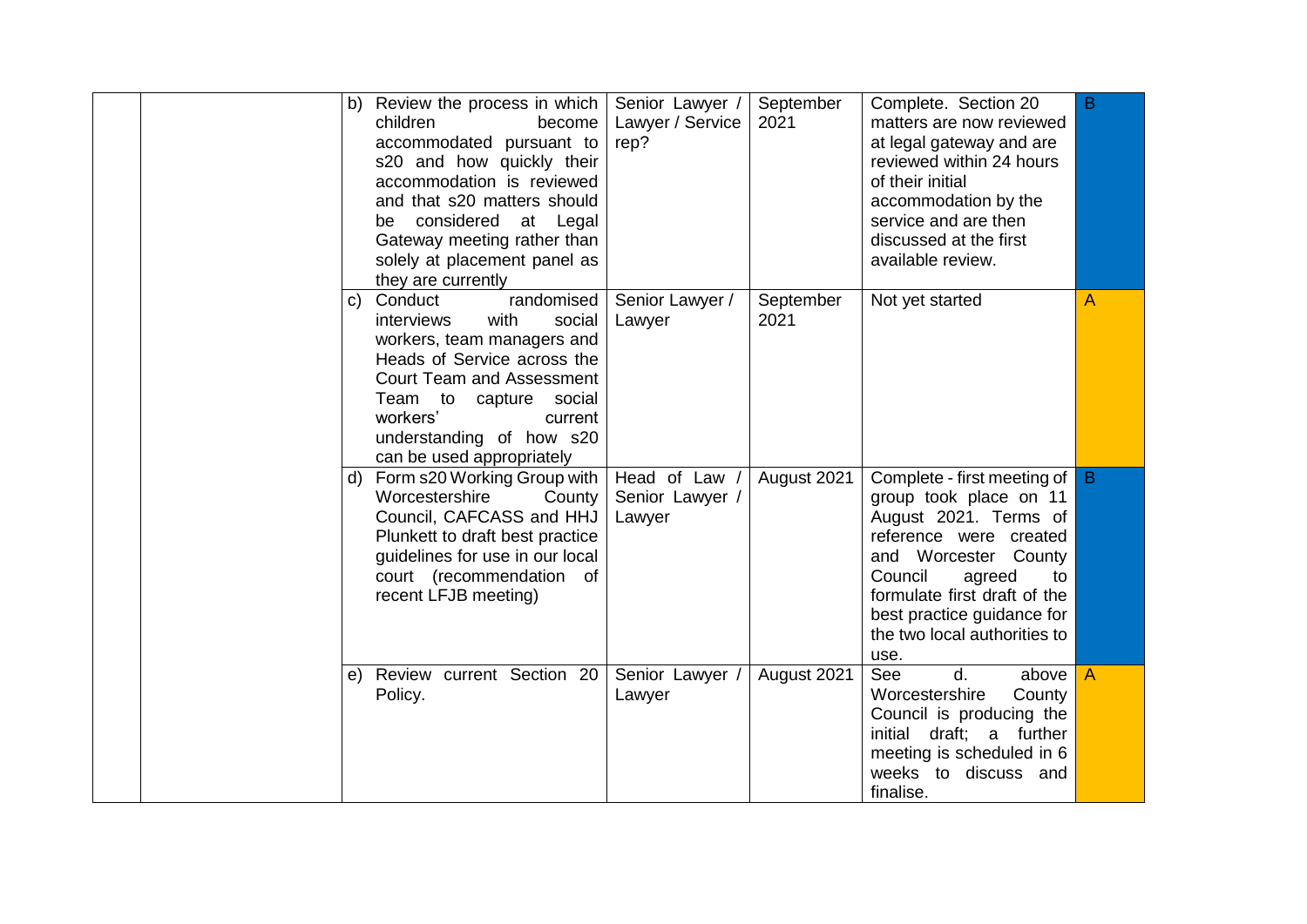| | | | | | | |
|---|---|---|---|---|---|---|
| | | b) Review the process in which children become accommodated pursuant to s20 and how quickly their accommodation is reviewed and that s20 matters should be considered at Legal Gateway meeting rather than solely at placement panel as they are currently | Senior Lawyer / Lawyer / Service rep? | September 2021 | Complete. Section 20 matters are now reviewed at legal gateway and are reviewed within 24 hours of their initial accommodation by the service and are then discussed at the first available review. | B |
| | | c) Conduct randomised interviews with social workers, team managers and Heads of Service across the Court Team and Assessment Team to capture social workers' current understanding of how s20 can be used appropriately | Senior Lawyer / Lawyer | September 2021 | Not yet started | A |
| | | d) Form s20 Working Group with Worcestershire County Council, CAFCASS and HHJ Plunkett to draft best practice guidelines for use in our local court (recommendation of recent LFJB meeting) | Head of Law / Senior Lawyer / Lawyer | August 2021 | Complete - first meeting of group took place on 11 August 2021. Terms of reference were created and Worcester County Council agreed to formulate first draft of the best practice guidance for the two local authorities to use. | B |
| | | e) Review current Section 20 Policy. | Senior Lawyer / Lawyer | August 2021 | See d. above Worcestershire County Council is producing the initial draft; a further meeting is scheduled in 6 weeks to discuss and finalise. | A |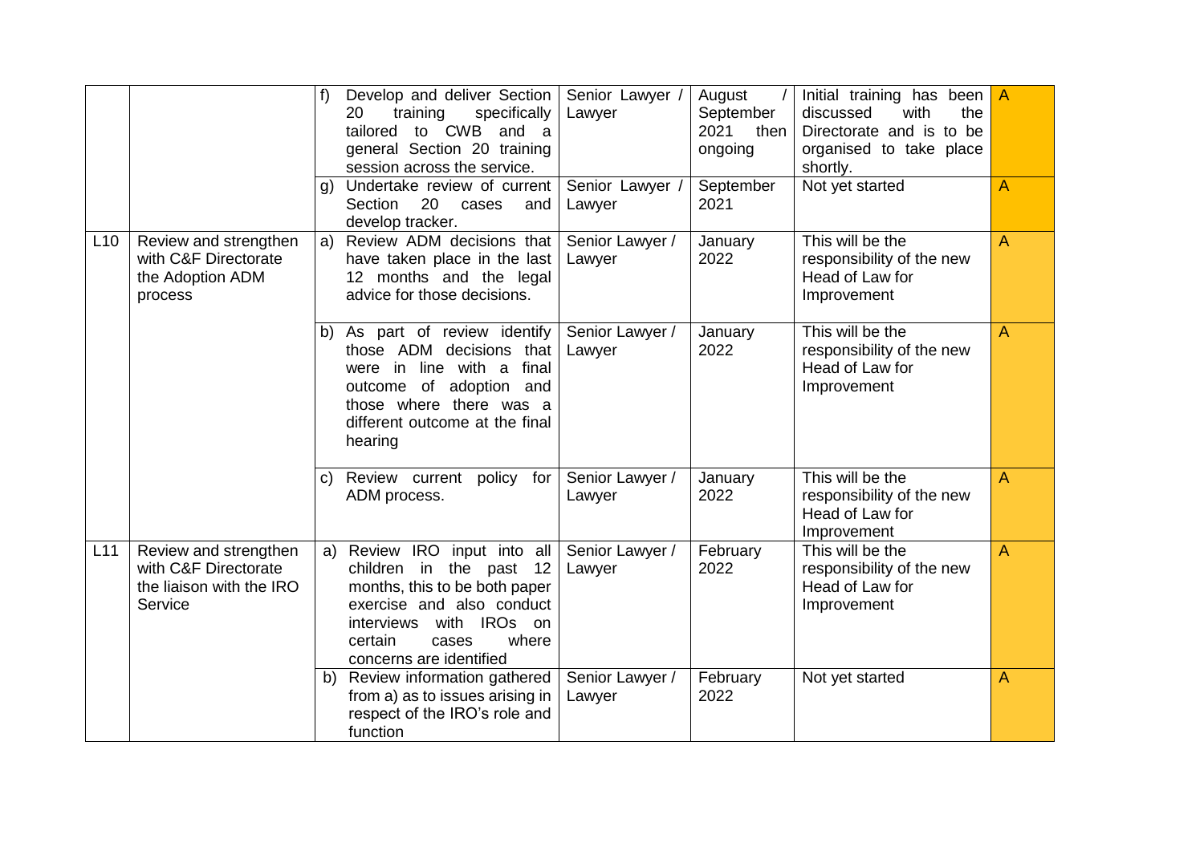| | | | | | | |
|---|---|---|---|---|---|---|
| | | f) Develop and deliver Section 20 training specifically tailored to CWB and a general Section 20 training session across the service. | Senior Lawyer / Lawyer | August / September 2021 then ongoing | Initial training has been discussed with the Directorate and is to be organised to take place shortly. | A |
| | | g) Undertake review of current Section 20 cases and develop tracker. | Senior Lawyer / Lawyer | September 2021 | Not yet started | A |
| L10 | Review and strengthen with C&F Directorate the Adoption ADM process | a) Review ADM decisions that have taken place in the last 12 months and the legal advice for those decisions. | Senior Lawyer / Lawyer | January 2022 | This will be the responsibility of the new Head of Law for Improvement | A |
| | | b) As part of review identify those ADM decisions that were in line with a final outcome of adoption and those where there was a different outcome at the final hearing | Senior Lawyer / Lawyer | January 2022 | This will be the responsibility of the new Head of Law for Improvement | A |
| | | c) Review current policy for ADM process. | Senior Lawyer / Lawyer | January 2022 | This will be the responsibility of the new Head of Law for Improvement | A |
| L11 | Review and strengthen with C&F Directorate the liaison with the IRO Service | a) Review IRO input into all children in the past 12 months, this to be both paper exercise and also conduct interviews with IROs on certain cases where concerns are identified | Senior Lawyer / Lawyer | February 2022 | This will be the responsibility of the new Head of Law for Improvement | A |
| | | b) Review information gathered from a) as to issues arising in respect of the IRO's role and function | Senior Lawyer / Lawyer | February 2022 | Not yet started | A |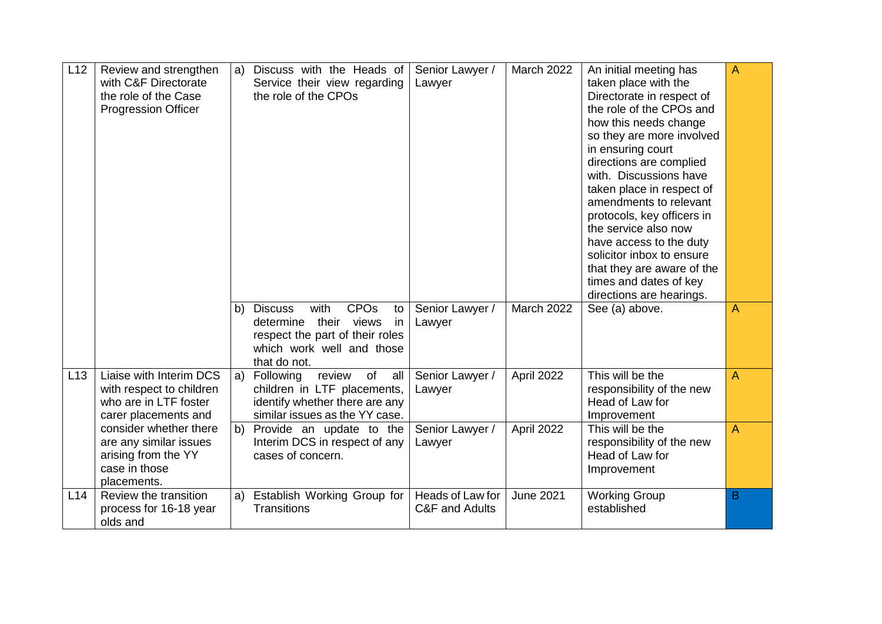| L12 | Review and strengthen with C&F Directorate the role of the Case Progression Officer | a) Discuss with the Heads of Service their view regarding the role of the CPOs | Senior Lawyer / Lawyer | March 2022 | An initial meeting has taken place with the Directorate in respect of the role of the CPOs and how this needs change so they are more involved in ensuring court directions are complied with. Discussions have taken place in respect of amendments to relevant protocols, key officers in the service also now have access to the duty solicitor inbox to ensure that they are aware of the times and dates of key directions are hearings. | A |
|---|---|---|---|---|---|---|
| | | b) Discuss with CPOs to determine their views in respect the part of their roles which work well and those that do not. | Senior Lawyer / Lawyer | March 2022 | See (a) above. | A |
| L13 | Liaise with Interim DCS with respect to children who are in LTF foster carer placements and consider whether there are any similar issues arising from the YY case in those placements. | a) Following review of all children in LTF placements, identify whether there are any similar issues as the YY case. | Senior Lawyer / Lawyer | April 2022 | This will be the responsibility of the new Head of Law for Improvement | A |
| | | b) Provide an update to the Interim DCS in respect of any cases of concern. | Senior Lawyer / Lawyer | April 2022 | This will be the responsibility of the new Head of Law for Improvement | A |
| L14 | Review the transition process for 16-18 year olds and | a) Establish Working Group for Transitions | Heads of Law for C&F and Adults | June 2021 | Working Group established | B |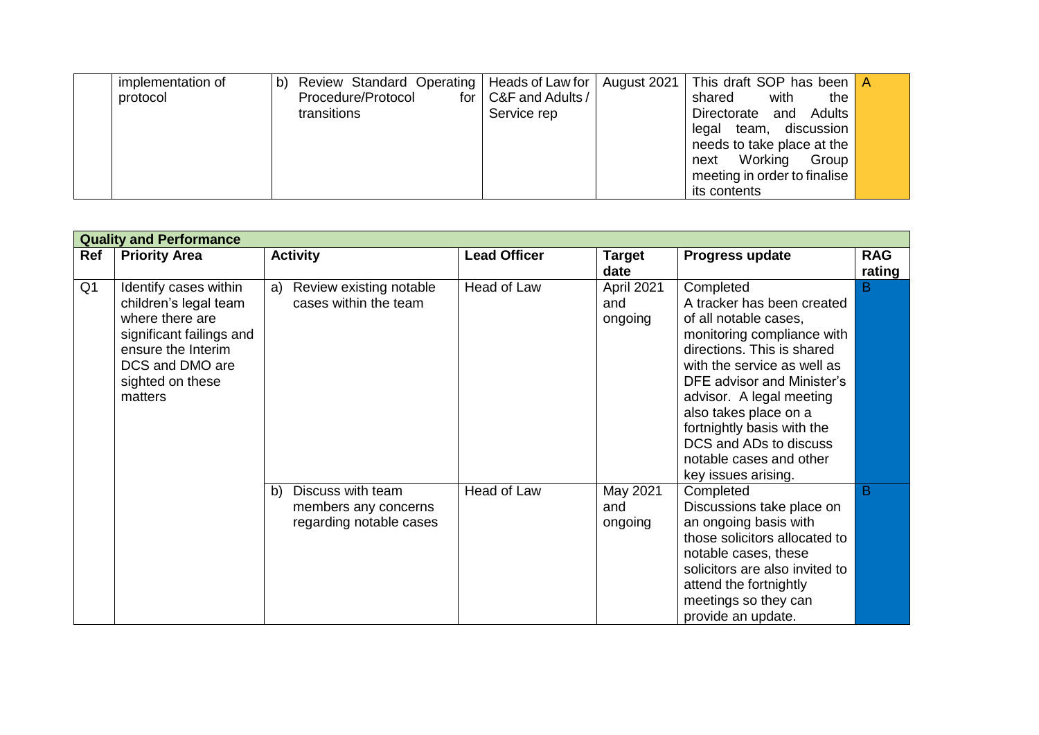|  | implementation of protocol | b) Review Standard Operating Procedure/Protocol for transitions | Heads of Law for C&F and Adults / Service rep | August 2021 | This draft SOP has been shared with the Directorate and Adults legal team, discussion needs to take place at the next Working Group meeting in order to finalise its contents | A |
|---|---|---|---|---|---|---|

| **Quality and Performance** | | | | | | |
|---|---|---|---|---|---|---|
| **Ref** | **Priority Area** | **Activity** | **Lead Officer** | **Target date** | **Progress update** | **RAG rating** |
| Q1 | Identify cases within children's legal team where there are significant failings and ensure the Interim DCS and DMO are sighted on these matters | a) Review existing notable cases within the team | Head of Law | April 2021 and ongoing | Completed<br>A tracker has been created of all notable cases, monitoring compliance with directions. This is shared with the service as well as DFE advisor and Minister's advisor. A legal meeting also takes place on a fortnightly basis with the DCS and ADs to discuss notable cases and other key issues arising. | B |
| | | b) Discuss with team members any concerns regarding notable cases | Head of Law | May 2021 and ongoing | Completed<br>Discussions take place on an ongoing basis with those solicitors allocated to notable cases, these solicitors are also invited to attend the fortnightly meetings so they can provide an update. | B |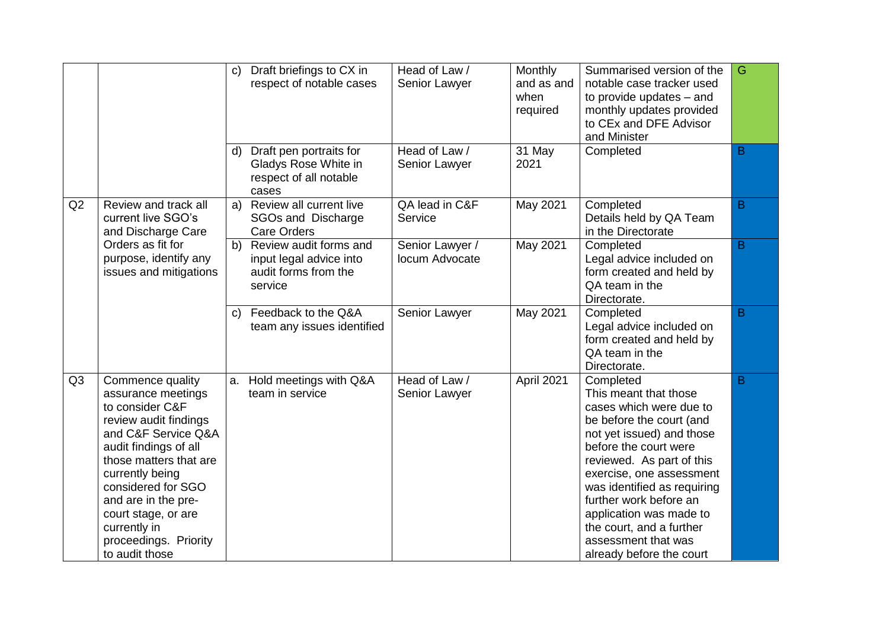| | | | | | | |
|---|---|---|---|---|---|---|
| | | c) Draft briefings to CX in respect of notable cases | Head of Law / Senior Lawyer | Monthly and as and when required | Summarised version of the notable case tracker used to provide updates – and monthly updates provided to CEx and DFE Advisor and Minister | G |
| | | d) Draft pen portraits for Gladys Rose White in respect of all notable cases | Head of Law / Senior Lawyer | 31 May 2021 | Completed | B |
| Q2 | Review and track all current live SGO's and Discharge Care Orders as fit for purpose, identify any issues and mitigations | a) Review all current live SGOs and Discharge Care Orders | QA lead in C&F Service | May 2021 | Completed Details held by QA Team in the Directorate | B |
| | | b) Review audit forms and input legal advice into audit forms from the service | Senior Lawyer / locum Advocate | May 2021 | Completed Legal advice included on form created and held by QA team in the Directorate. | B |
| | | c) Feedback to the Q&A team any issues identified | Senior Lawyer | May 2021 | Completed Legal advice included on form created and held by QA team in the Directorate. | B |
| Q3 | Commence quality assurance meetings to consider C&F review audit findings and C&F Service Q&A audit findings of all those matters that are currently being considered for SGO and are in the pre-court stage, or are currently in proceedings. Priority to audit those | a. Hold meetings with Q&A team in service | Head of Law / Senior Lawyer | April 2021 | Completed This meant that those cases which were due to be before the court (and not yet issued) and those before the court were reviewed. As part of this exercise, one assessment was identified as requiring further work before an application was made to the court, and a further assessment that was already before the court | B |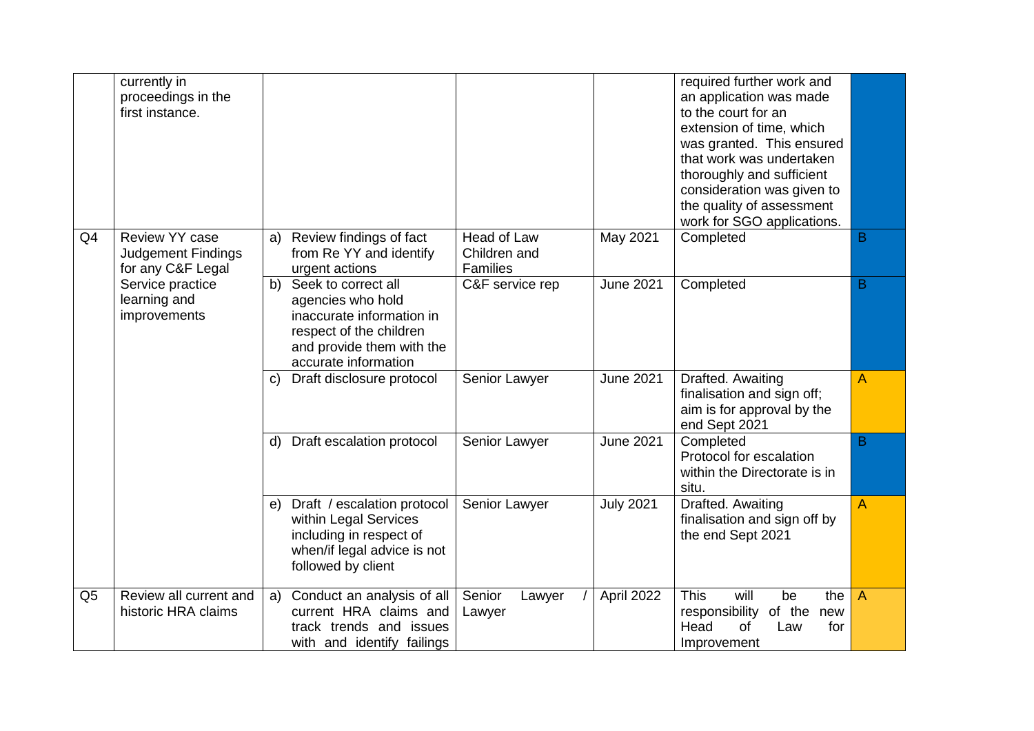| | | | | | | |
|---|---|---|---|---|---|---|
| | currently in proceedings in the first instance. | | | | required further work and an application was made to the court for an extension of time, which was granted. This ensured that work was undertaken thoroughly and sufficient consideration was given to the quality of assessment work for SGO applications. | |
| Q4 | Review YY case Judgement Findings for any C&F Legal Service practice learning and improvements | a) Review findings of fact from Re YY and identify urgent actions | Head of Law Children and Families | May 2021 | Completed | B |
| | | b) Seek to correct all agencies who hold inaccurate information in respect of the children and provide them with the accurate information | C&F service rep | June 2021 | Completed | B |
| | | c) Draft disclosure protocol | Senior Lawyer | June 2021 | Drafted. Awaiting finalisation and sign off; aim is for approval by the end Sept 2021 | A |
| | | d) Draft escalation protocol | Senior Lawyer | June 2021 | Completed<br>Protocol for escalation within the Directorate is in situ. | B |
| | | e) Draft / escalation protocol within Legal Services including in respect of when/if legal advice is not followed by client | Senior Lawyer | July 2021 | Drafted. Awaiting finalisation and sign off by the end Sept 2021 | A |
| Q5 | Review all current and historic HRA claims | a) Conduct an analysis of all current HRA claims and track trends and issues with and identify failings | Senior Lawyer / Lawyer | April 2022 | This will be the responsibility of the new Head of Law for Improvement | A |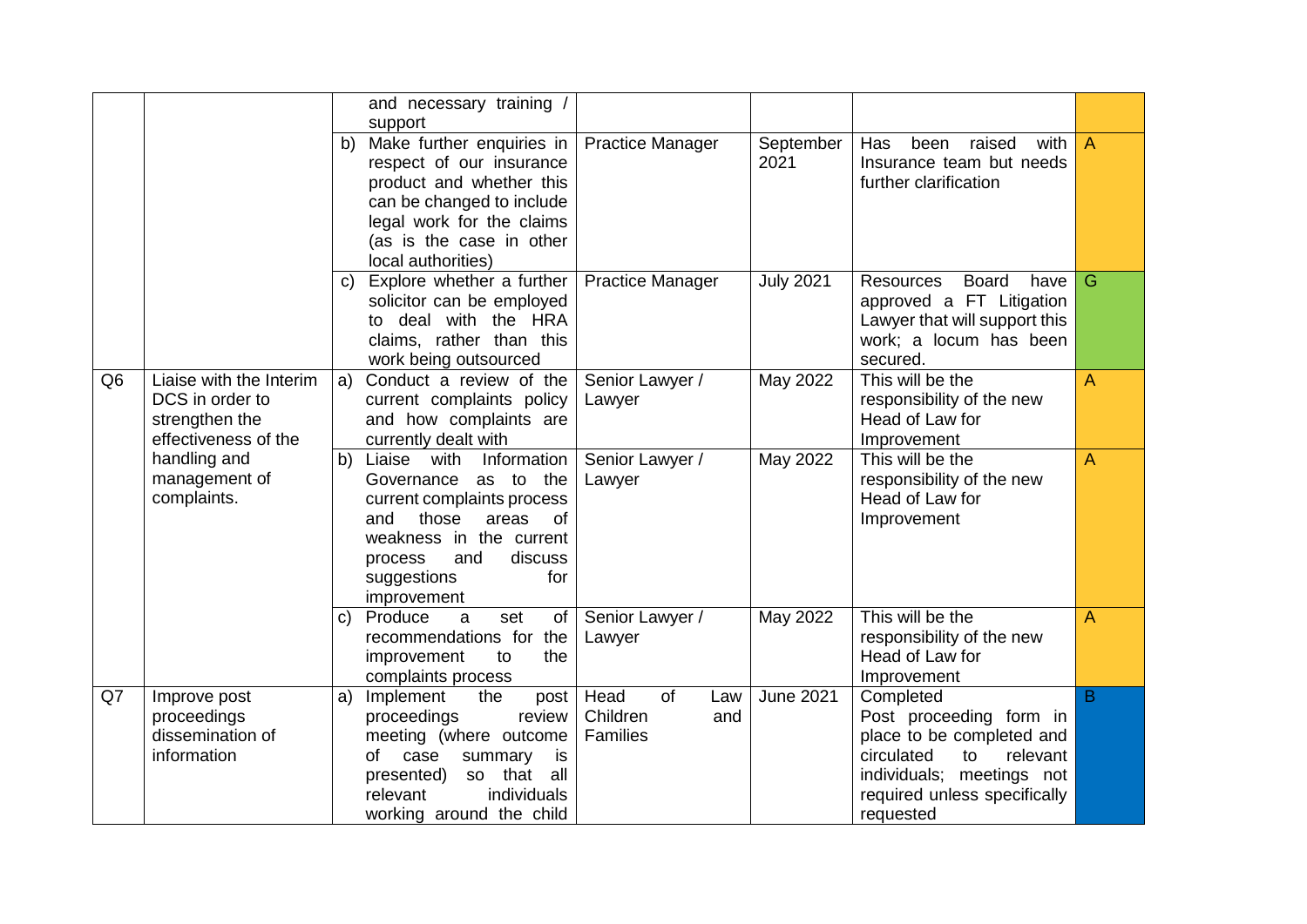| | | | | | | |
|---|---|---|---|---|---|---|
| | | and necessary training / support | | | | |
| | | b) Make further enquiries in respect of our insurance product and whether this can be changed to include legal work for the claims (as is the case in other local authorities) | Practice Manager | September 2021 | Has been raised with Insurance team but needs further clarification | A |
| | | c) Explore whether a further solicitor can be employed to deal with the HRA claims, rather than this work being outsourced | Practice Manager | July 2021 | Resources Board have approved a FT Litigation Lawyer that will support this work; a locum has been secured. | G |
| Q6 | Liaise with the Interim DCS in order to strengthen the effectiveness of the handling and management of complaints. | a) Conduct a review of the current complaints policy and how complaints are currently dealt with | Senior Lawyer / Lawyer | May 2022 | This will be the responsibility of the new Head of Law for Improvement | A |
| | | b) Liaise with Information Governance as to the current complaints process and those areas of weakness in the current process and discuss suggestions for improvement | Senior Lawyer / Lawyer | May 2022 | This will be the responsibility of the new Head of Law for Improvement | A |
| | | c) Produce a set of recommendations for the improvement to the complaints process | Senior Lawyer / Lawyer | May 2022 | This will be the responsibility of the new Head of Law for Improvement | A |
| Q7 | Improve post proceedings dissemination of information | a) Implement the post proceedings review meeting (where outcome of case summary is presented) so that all relevant individuals working around the child | Head of Law Children and Families | June 2021 | Completed<br>Post proceeding form in place to be completed and circulated to relevant individuals; meetings not required unless specifically requested | B |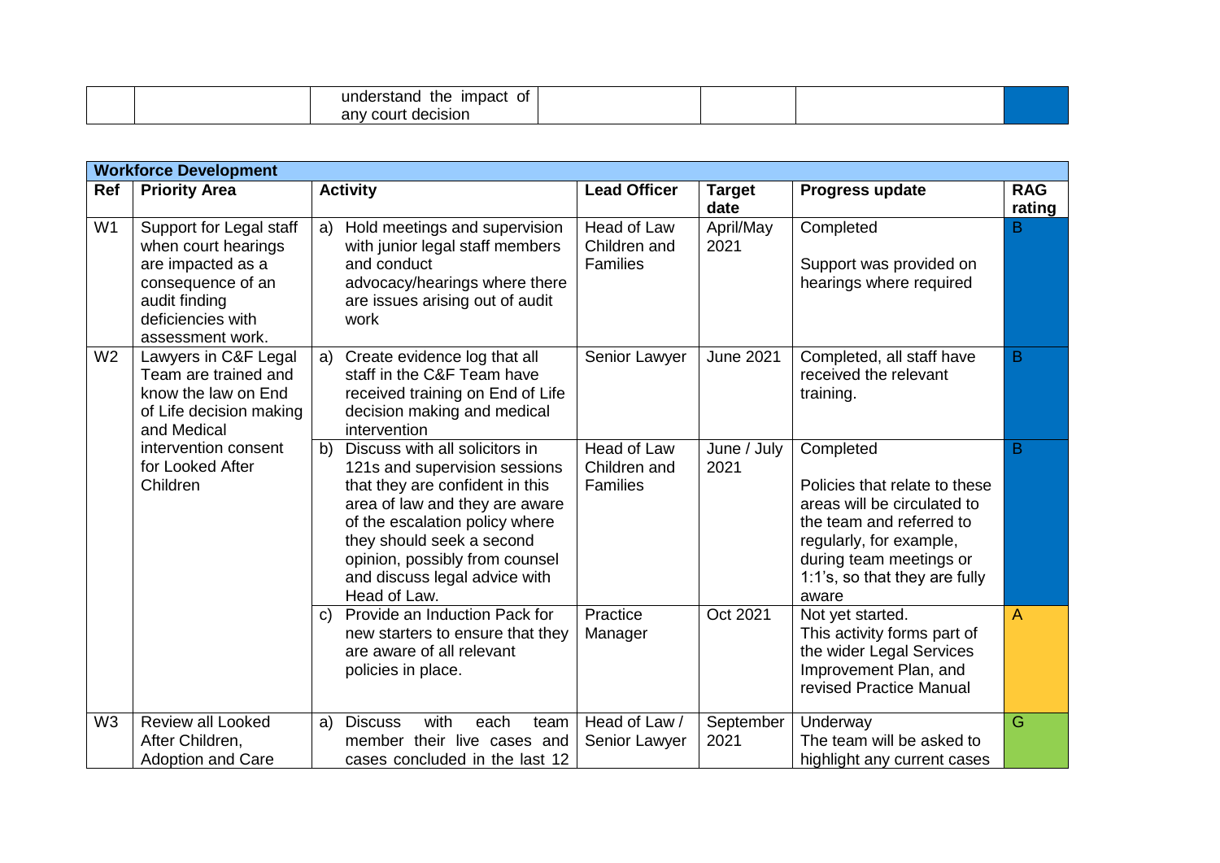| | | understand the impact of any court decision | | | | |
|---|---|---|---|---|---|---|

| Workforce Development | | | | | | |
|---|---|---|---|---|---|---|
| **Ref** | **Priority Area** | **Activity** | **Lead Officer** | **Target date** | **Progress update** | **RAG rating** |
| W1 | Support for Legal staff when court hearings are impacted as a consequence of an audit finding deficiencies with assessment work. | a) Hold meetings and supervision with junior legal staff members and conduct advocacy/hearings where there are issues arising out of audit work | Head of Law Children and Families | April/May 2021 | Completed<br><br>Support was provided on hearings where required | B |
| W2 | Lawyers in C&F Legal Team are trained and know the law on End of Life decision making and Medical intervention consent for Looked After Children | a) Create evidence log that all staff in the C&F Team have received training on End of Life decision making and medical intervention | Senior Lawyer | June 2021 | Completed, all staff have received the relevant training. | B |
| | | b) Discuss with all solicitors in 121s and supervision sessions that they are confident in this area of law and they are aware of the escalation policy where they should seek a second opinion, possibly from counsel and discuss legal advice with Head of Law. | Head of Law Children and Families | June / July 2021 | Completed<br><br>Policies that relate to these areas will be circulated to the team and referred to regularly, for example, during team meetings or 1:1's, so that they are fully aware | B |
| | | c) Provide an Induction Pack for new starters to ensure that they are aware of all relevant policies in place. | Practice Manager | Oct 2021 | Not yet started.<br>This activity forms part of the wider Legal Services Improvement Plan, and revised Practice Manual | A |
| W3 | Review all Looked After Children, Adoption and Care | a) Discuss with each team member their live cases and cases concluded in the last 12 | Head of Law / Senior Lawyer | September 2021 | Underway<br>The team will be asked to highlight any current cases | G |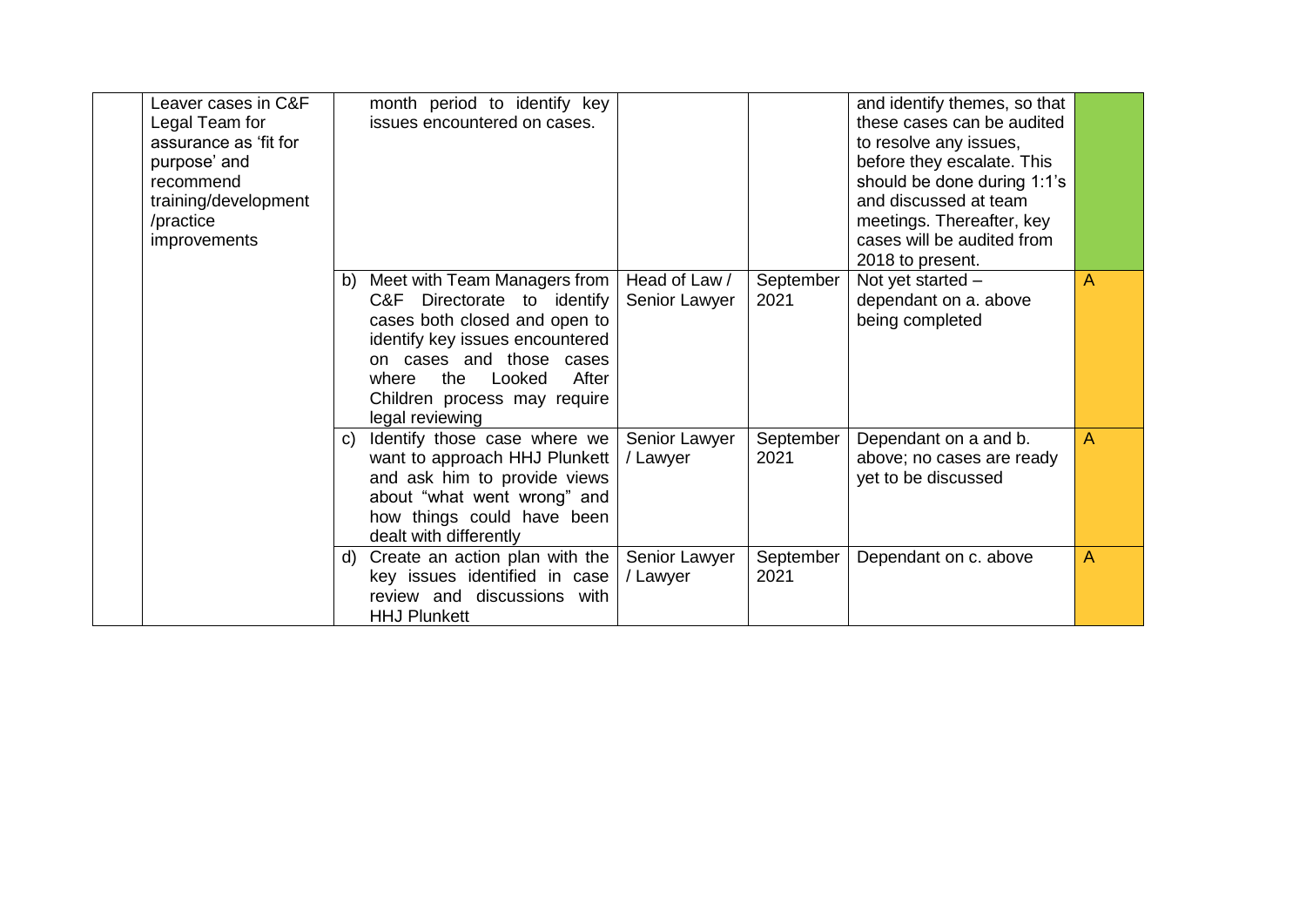| | | | | | | |
|---|---|---|---|---|---|---|
| | Leaver cases in C&F Legal Team for assurance as 'fit for purpose' and recommend training/development /practice improvements | month period to identify key issues encountered on cases. | | | and identify themes, so that these cases can be audited to resolve any issues, before they escalate. This should be done during 1:1's and discussed at team meetings. Thereafter, key cases will be audited from 2018 to present. | |
| | | b) Meet with Team Managers from C&F Directorate to identify cases both closed and open to identify key issues encountered on cases and those cases where the Looked After Children process may require legal reviewing | Head of Law / Senior Lawyer | September 2021 | Not yet started – dependant on a. above being completed | A |
| | | c) Identify those case where we want to approach HHJ Plunkett and ask him to provide views about "what went wrong" and how things could have been dealt with differently | Senior Lawyer / Lawyer | September 2021 | Dependant on a and b. above; no cases are ready yet to be discussed | A |
| | | d) Create an action plan with the key issues identified in case review and discussions with HHJ Plunkett | Senior Lawyer / Lawyer | September 2021 | Dependant on c. above | A |